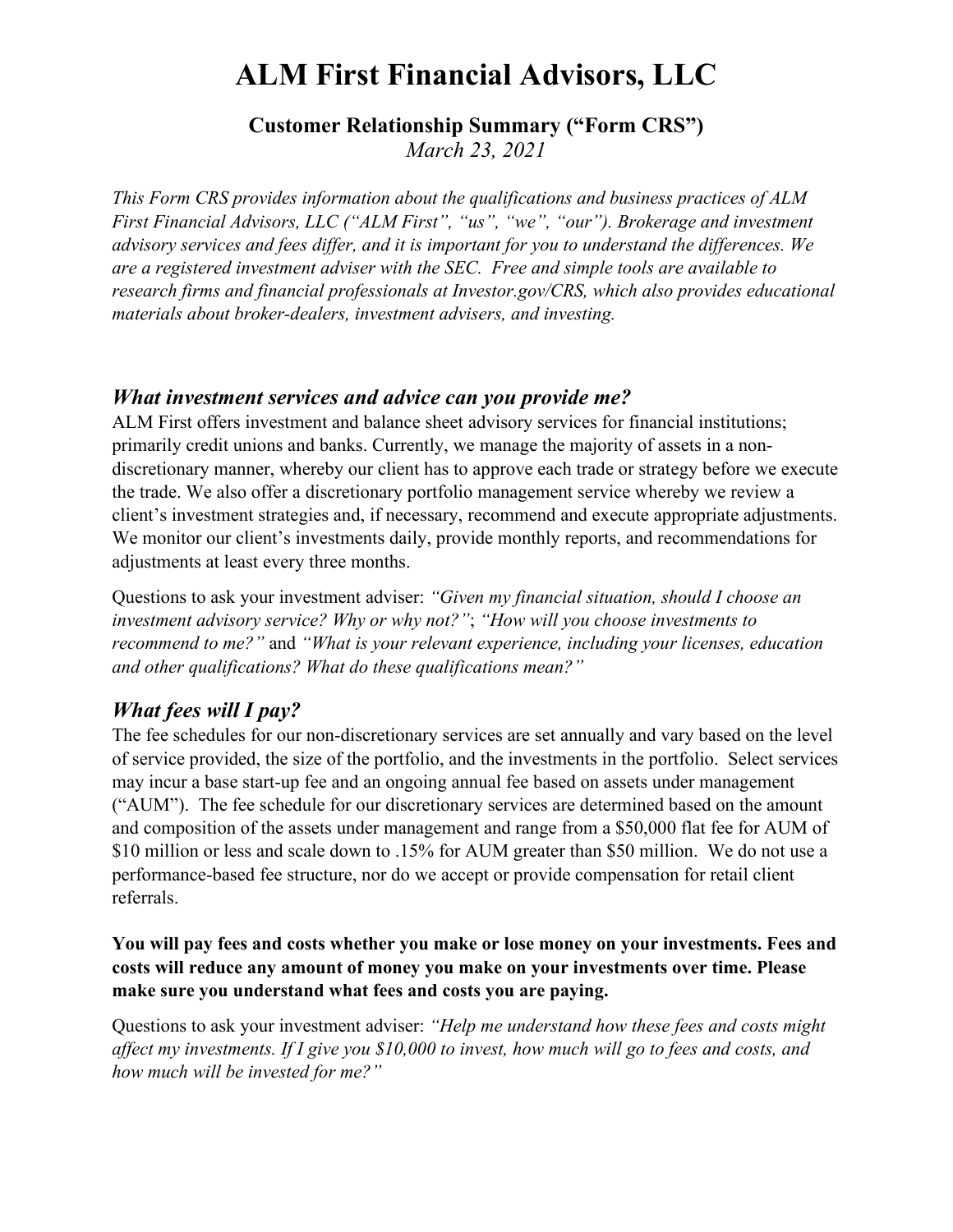# ALM First Financial Advisors, LLC

## Customer Relationship Summary ("Form CRS")

*March 23, 2021*

*This Form CRS provides information about the qualifications and business practices of ALM First Financial Advisors, LLC ("ALM First", "us", "we", "our"). Brokerage and investment advisory services and fees differ, and it is important for you to understand the differences. We are a registered investment adviser with the SEC. Free and simple tools are available to research firms and financial professionals at Investor.gov/CRS, which also provides educational materials about broker-dealers, investment advisers, and investing.*

### *What investment services and advice can you provide me?*

ALM First offers investment and balance sheet advisory services for financial institutions; primarily credit unions and banks. Currently, we manage the majority of assets in a non-discretionary manner, whereby our client has to approve each trade or strategy before we execute the trade. We also offer a discretionary portfolio management service whereby we review a client's investment strategies and, if necessary, recommend and execute appropriate adjustments. We monitor our client's investments daily, provide monthly reports, and recommendations for adjustments at least every three months.

Questions to ask your investment adviser: *"Given my financial situation, should I choose an investment advisory service? Why or why not?"*; *"How will you choose investments to recommend to me?"* and *"What is your relevant experience, including your licenses, education and other qualifications? What do these qualifications mean?"*

### *What fees will I pay?*

The fee schedules for our non-discretionary services are set annually and vary based on the level of service provided, the size of the portfolio, and the investments in the portfolio. Select services may incur a base start-up fee and an ongoing annual fee based on assets under management ("AUM"). The fee schedule for our discretionary services are determined based on the amount and composition of the assets under management and range from a $50,000 flat fee for AUM of $10 million or less and scale down to .15% for AUM greater than $50 million. We do not use a performance-based fee structure, nor do we accept or provide compensation for retail client referrals.

**You will pay fees and costs whether you make or lose money on your investments. Fees and costs will reduce any amount of money you make on your investments over time. Please make sure you understand what fees and costs you are paying.**

Questions to ask your investment adviser: *"Help me understand how these fees and costs might affect my investments. If I give you $10,000 to invest, how much will go to fees and costs, and how much will be invested for me?"*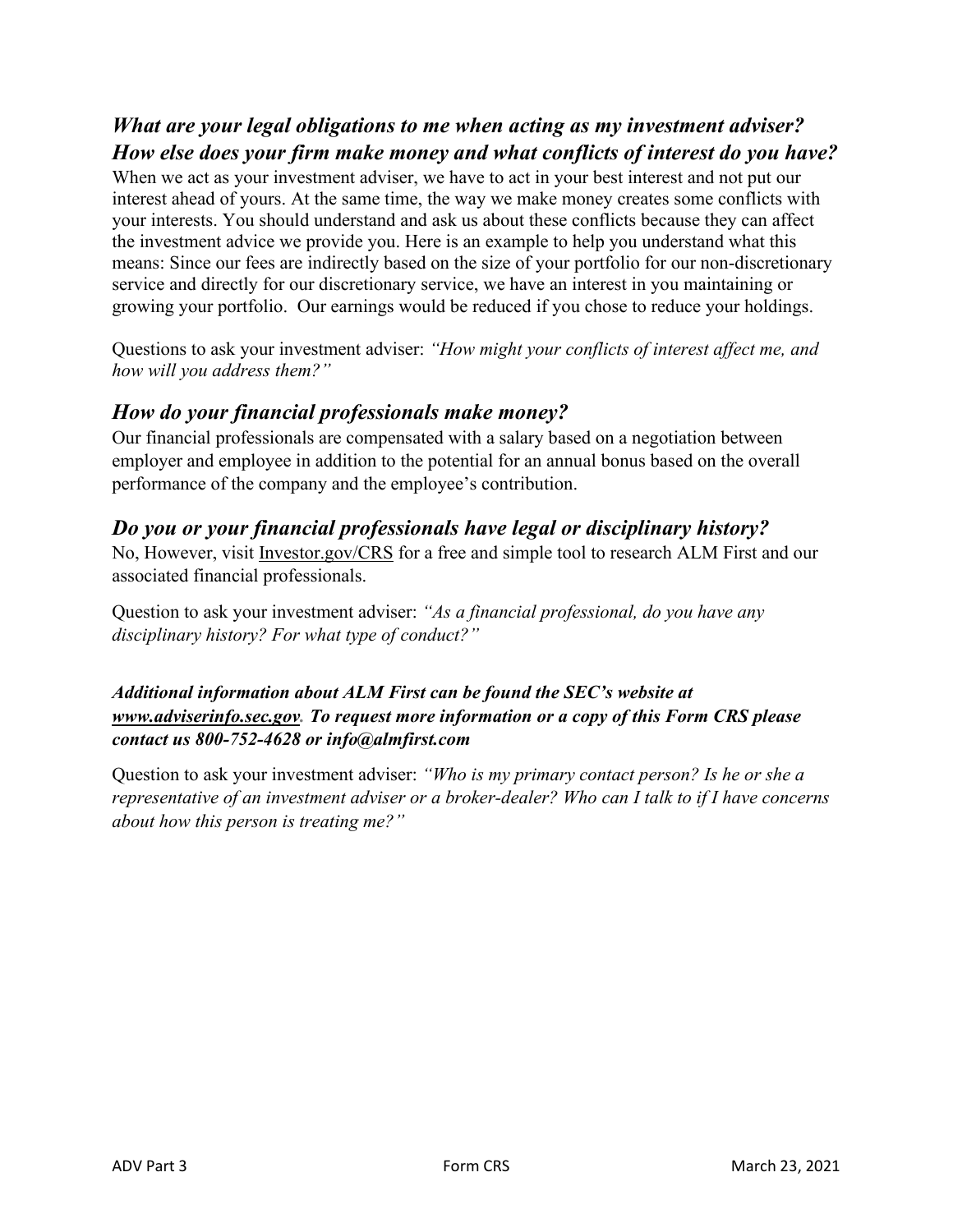## *What are your legal obligations to me when acting as my investment adviser? How else does your firm make money and what conflicts of interest do you have?*

When we act as your investment adviser, we have to act in your best interest and not put our interest ahead of yours. At the same time, the way we make money creates some conflicts with your interests. You should understand and ask us about these conflicts because they can affect the investment advice we provide you. Here is an example to help you understand what this means: Since our fees are indirectly based on the size of your portfolio for our non-discretionary service and directly for our discretionary service, we have an interest in you maintaining or growing your portfolio. Our earnings would be reduced if you chose to reduce your holdings.

Questions to ask your investment adviser: *"How might your conflicts of interest affect me, and how will you address them?"*

## *How do your financial professionals make money?*

Our financial professionals are compensated with a salary based on a negotiation between employer and employee in addition to the potential for an annual bonus based on the overall performance of the company and the employee's contribution.

## *Do you or your financial professionals have legal or disciplinary history?*

No, However, visit Investor.gov/CRS for a free and simple tool to research ALM First and our associated financial professionals.

Question to ask your investment adviser: *"As a financial professional, do you have any disciplinary history? For what type of conduct?"*

***Additional information about ALM First can be found the SEC's website at www.adviserinfo.sec.gov. To request more information or a copy of this Form CRS please contact us 800-752-4628 or info@almfirst.com***

Question to ask your investment adviser: *"Who is my primary contact person? Is he or she a representative of an investment adviser or a broker-dealer? Who can I talk to if I have concerns about how this person is treating me?"*